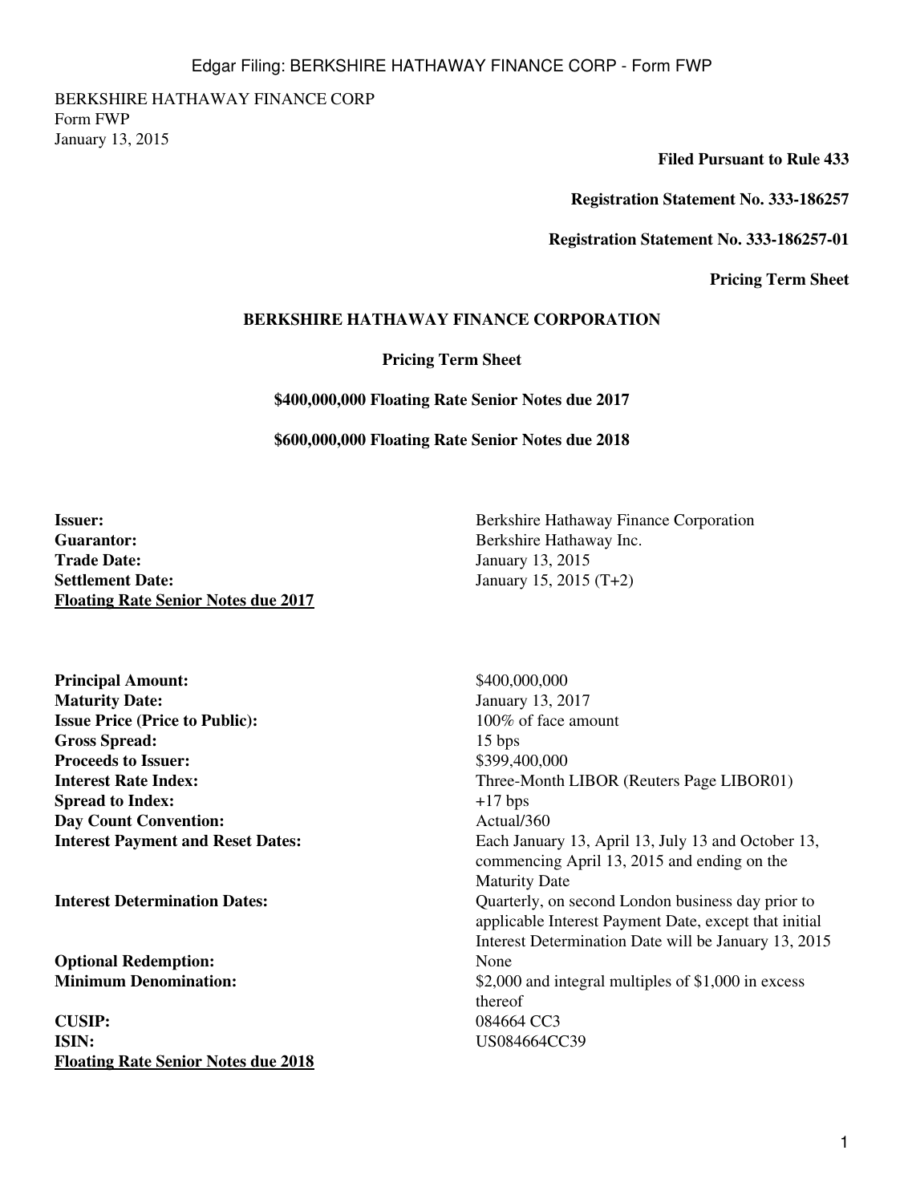BERKSHIRE HATHAWAY FINANCE CORP
Form FWP
January 13, 2015

**Filed Pursuant to Rule 433**

**Registration Statement No. 333-186257**

**Registration Statement No. 333-186257-01**

**Pricing Term Sheet**

**BERKSHIRE HATHAWAY FINANCE CORPORATION**

**Pricing Term Sheet**

**$400,000,000 Floating Rate Senior Notes due 2017**

**$600,000,000 Floating Rate Senior Notes due 2018**

| | |
|---|---|
| **Issuer:** | Berkshire Hathaway Finance Corporation |
| **Guarantor:** | Berkshire Hathaway Inc. |
| **Trade Date:** | January 13, 2015 |
| **Settlement Date:** | January 15, 2015 (T+2) |
| **<u>Floating Rate Senior Notes due 2017</u>** | |
| **Principal Amount:** | $400,000,000 |
| **Maturity Date:** | January 13, 2017 |
| **Issue Price (Price to Public):** | 100% of face amount |
| **Gross Spread:** | 15 bps |
| **Proceeds to Issuer:** | $399,400,000 |
| **Interest Rate Index:** | Three-Month LIBOR (Reuters Page LIBOR01) |
| **Spread to Index:** | +17 bps |
| **Day Count Convention:** | Actual/360 |
| **Interest Payment and Reset Dates:** | Each January 13, April 13, July 13 and October 13, commencing April 13, 2015 and ending on the Maturity Date |
| **Interest Determination Dates:** | Quarterly, on second London business day prior to applicable Interest Payment Date, except that initial Interest Determination Date will be January 13, 2015 |
| **Optional Redemption:** | None |
| **Minimum Denomination:** | $2,000 and integral multiples of $1,000 in excess thereof |
| **CUSIP:** | 084664 CC3 |
| **ISIN:** | US084664CC39 |
| **<u>Floating Rate Senior Notes due 2018</u>** | |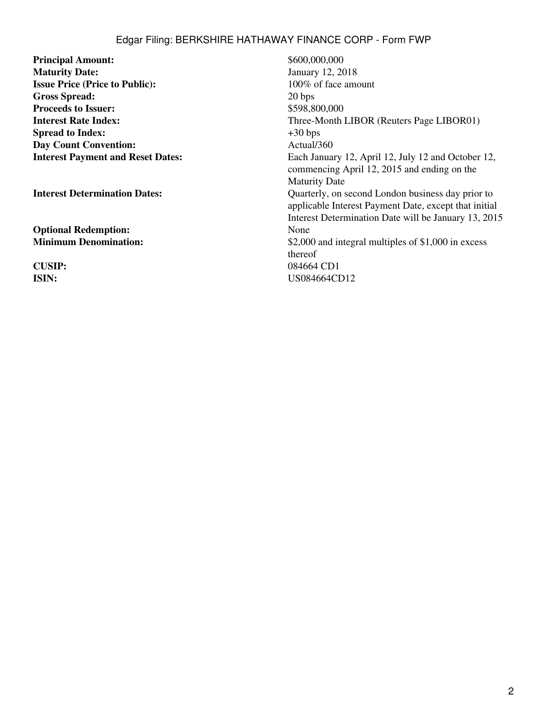| | |
|---|---|
| **Principal Amount:** | $600,000,000 |
| **Maturity Date:** | January 12, 2018 |
| **Issue Price (Price to Public):** | 100% of face amount |
| **Gross Spread:** | 20 bps |
| **Proceeds to Issuer:** | $598,800,000 |
| **Interest Rate Index:** | Three-Month LIBOR (Reuters Page LIBOR01) |
| **Spread to Index:** | +30 bps |
| **Day Count Convention:** | Actual/360 |
| **Interest Payment and Reset Dates:** | Each January 12, April 12, July 12 and October 12, commencing April 12, 2015 and ending on the Maturity Date |
| **Interest Determination Dates:** | Quarterly, on second London business day prior to applicable Interest Payment Date, except that initial Interest Determination Date will be January 13, 2015 |
| **Optional Redemption:** | None |
| **Minimum Denomination:** | $2,000 and integral multiples of $1,000 in excess thereof |
| **CUSIP:** | 084664 CD1 |
| **ISIN:** | US084664CD12 |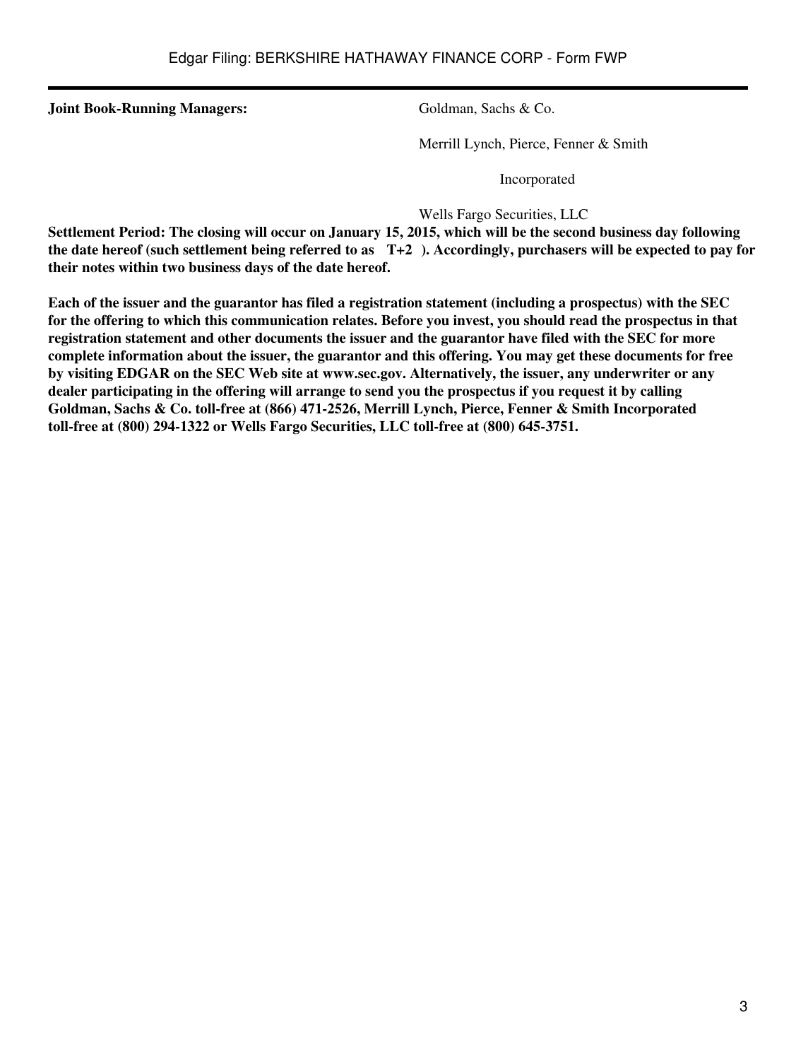| | |
|---|---|
| **Joint Book-Running Managers:** | Goldman, Sachs & Co.<br><br>Merrill Lynch, Pierce, Fenner & Smith<br>Incorporated<br><br>Wells Fargo Securities, LLC |

**Settlement Period: The closing will occur on January 15, 2015, which will be the second business day following the date hereof (such settlement being referred to as T+2 ). Accordingly, purchasers will be expected to pay for their notes within two business days of the date hereof.**

**Each of the issuer and the guarantor has filed a registration statement (including a prospectus) with the SEC for the offering to which this communication relates. Before you invest, you should read the prospectus in that registration statement and other documents the issuer and the guarantor have filed with the SEC for more complete information about the issuer, the guarantor and this offering. You may get these documents for free by visiting EDGAR on the SEC Web site at www.sec.gov. Alternatively, the issuer, any underwriter or any dealer participating in the offering will arrange to send you the prospectus if you request it by calling Goldman, Sachs & Co. toll-free at (866) 471-2526, Merrill Lynch, Pierce, Fenner & Smith Incorporated toll-free at (800) 294-1322 or Wells Fargo Securities, LLC toll-free at (800) 645-3751.**